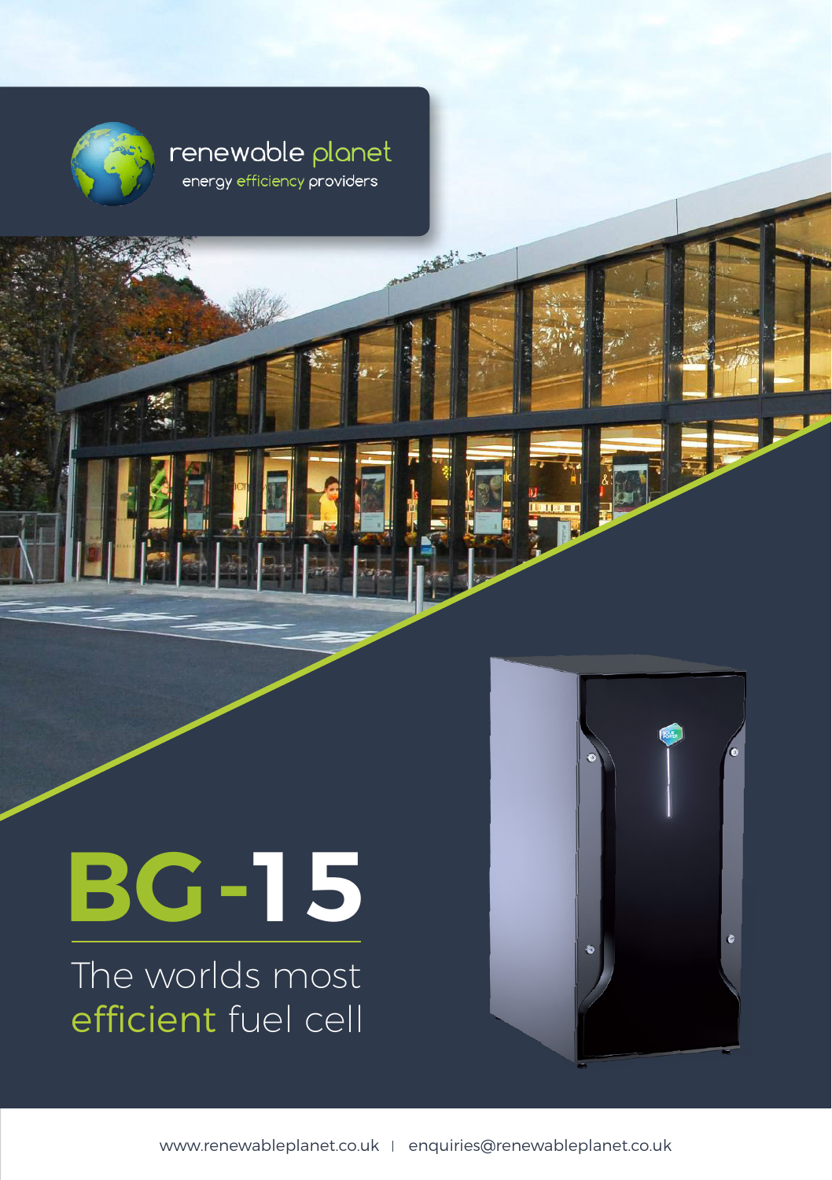renewable planet

energy efficiency providers

# BG-15

## The worlds most efficient fuel cell

www.renewableplanet.co.uk | enquiries@renewableplanet.co.uk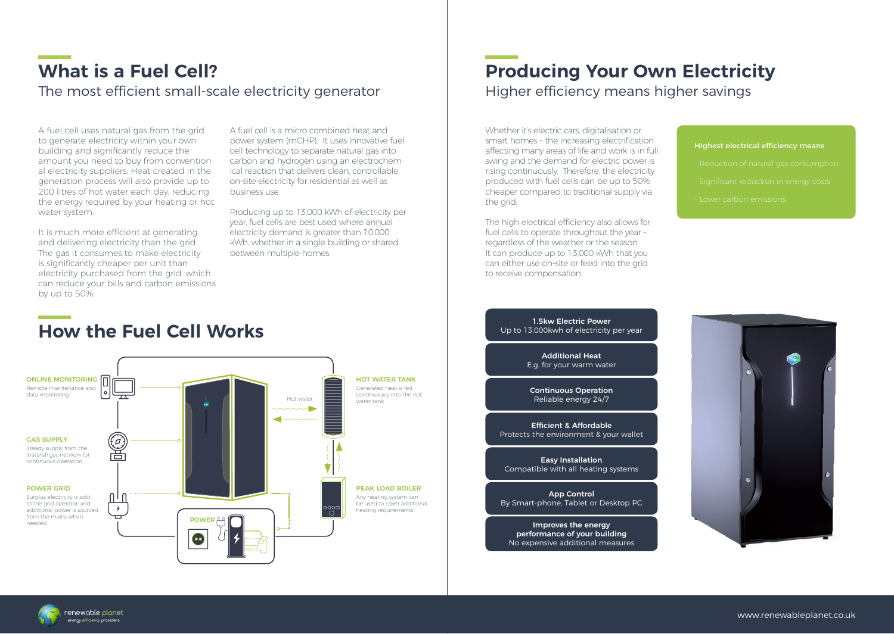# What is a Fuel Cell?

## The most efficient small-scale electricity generator

A fuel cell uses natural gas from the grid to generate electricity within your own building and significantly reduce the amount you need to buy from conventional electricity suppliers. Heat created in the generation process will also provide up to 200 litres of hot water each day, reducing the energy required by your heating or hot water system.

It is much more efficient at generating and delivering electricity than the grid. The gas it consumes to make electricity is significantly cheaper per unit than electricity purchased from the grid, which can reduce your bills and carbon emissions by up to 50%.

A fuel cell is a micro combined heat and power system (mCHP). It uses innovative fuel cell technology to separate natural gas into carbon and hydrogen using an electrochemical reaction that delivers clean, controllable, on-site electricity for residential as well as business use.

Producing up to 13,000 kWh of electricity per year, fuel cells are best used where annual electricity demand is greater than 10,000 kWh, whether in a single building or shared between multiple homes.

# How the Fuel Cell Works

**ONLINE MONITORING**
Remote maintenance and data monitoring

**GAS SUPPLY**
Steady supply from the (natural) gas network for continuous operation

**POWER GRID**
Surplus electricity is sold to the grid operator, and additional power is sourced from the mains when needed

**HOT WATER TANK**
Generated heat is fed continuously into the hot water tank

Hot water

**PEAK LOAD BOILER**
Any heating system can be used to cover additional heating requirements

**POWER**

# Producing Your Own Electricity

## Higher efficiency means higher savings

Whether it's electric cars, digitalisation or smart homes – the increasing electrification affecting many areas of life and work is in full swing and the demand for electric power is rising continuously. Therefore, the electricity produced with fuel cells can be up to 50% cheaper compared to traditional supply via the grid.

The high electrical efficiency also allows for fuel cells to operate throughout the year - regardless of the weather or the season. It can produce up to 13,000 kWh that you can either use on-site or feed into the grid to receive compensation.

**Highest electrical efficiency means**

- Reduction of natural gas consumption
- Significant reduction in energy costs
- Lower carbon emissions

**1.5kw Electric Power**
Up to 13,000kwh of electricity per year

**Additional Heat**
E.g. for your warm water

**Continuous Operation**
Reliable energy 24/7

**Efficient & Affordable**
Protects the environment & your wallet

**Easy Installation**
Compatible with all heating systems

**App Control**
By Smart-phone, Tablet or Desktop PC

**Improves the energy performance of your building**
No expensive additional measures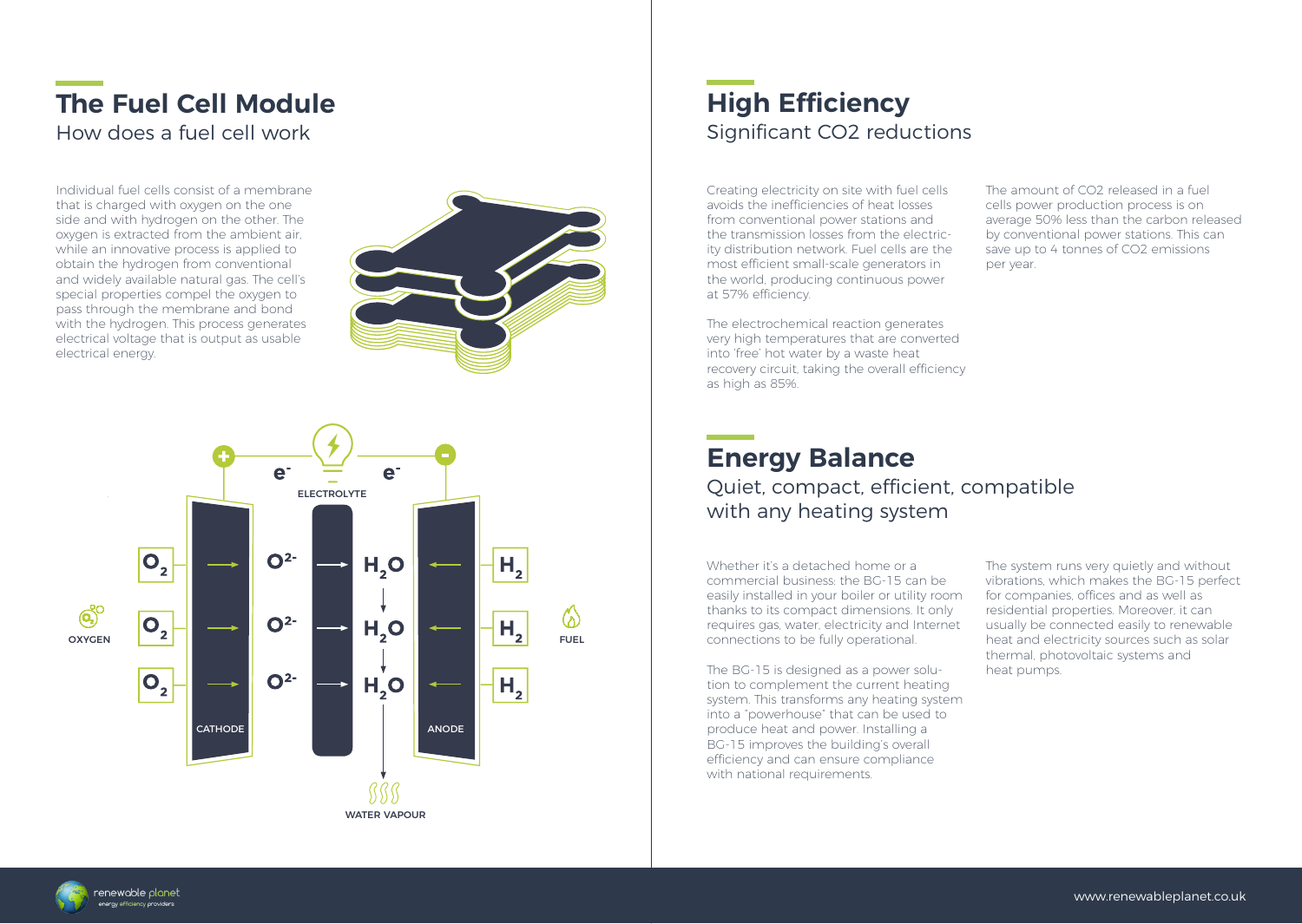## The Fuel Cell Module

How does a fuel cell work

Individual fuel cells consist of a membrane that is charged with oxygen on the one side and with hydrogen on the other. The oxygen is extracted from the ambient air, while an innovative process is applied to obtain the hydrogen from conventional and widely available natural gas. The cell's special properties compel the oxygen to pass through the membrane and bond with the hydrogen. This process generates electrical voltage that is output as usable electrical energy.

## High Efficiency

Significant CO2 reductions

Creating electricity on site with fuel cells avoids the inefficiencies of heat losses from conventional power stations and the transmission losses from the electricity distribution network. Fuel cells are the most efficient small-scale generators in the world, producing continuous power at 57% efficiency.

The electrochemical reaction generates very high temperatures that are converted into 'free' hot water by a waste heat recovery circuit, taking the overall efficiency as high as 85%.

The amount of CO2 released in a fuel cells power production process is on average 50% less than the carbon released by conventional power stations. This can save up to 4 tonnes of CO2 emissions per year.

## Energy Balance

Quiet, compact, efficient, compatible with any heating system

Whether it's a detached home or a commercial business: the BG-15 can be easily installed in your boiler or utility room thanks to its compact dimensions. It only requires gas, water, electricity and Internet connections to be fully operational.

The BG-15 is designed as a power solution to complement the current heating system. This transforms any heating system into a "powerhouse" that can be used to produce heat and power. Installing a BG-15 improves the building's overall efficiency and can ensure compliance with national requirements.

The system runs very quietly and without vibrations, which makes the BG-15 perfect for companies, offices and as well as residential properties. Moreover, it can usually be connected easily to renewable heat and electricity sources such as solar thermal, photovoltaic systems and heat pumps.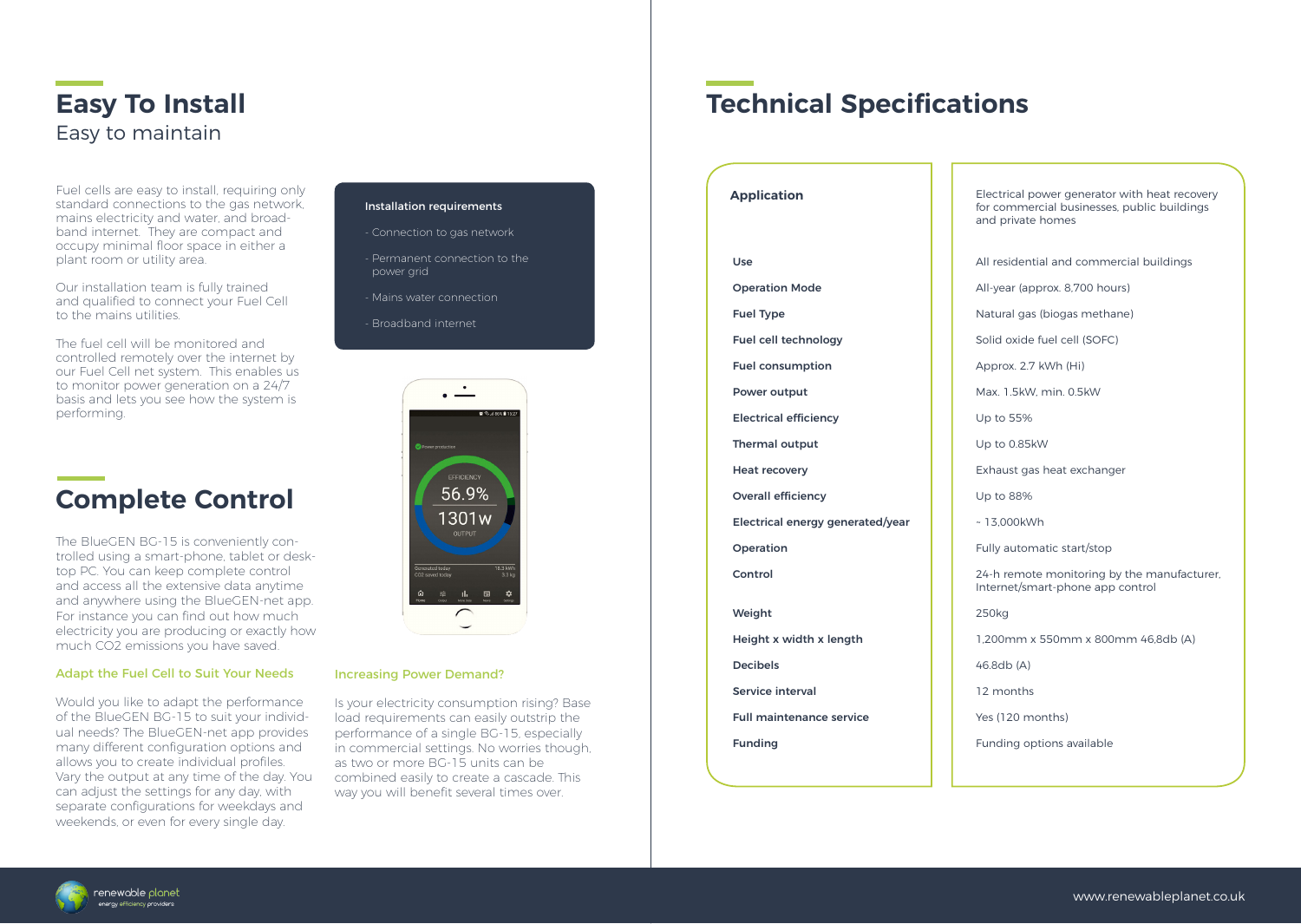## Easy To Install

Easy to maintain

Fuel cells are easy to install, requiring only standard connections to the gas network, mains electricity and water, and broadband internet. They are compact and occupy minimal floor space in either a plant room or utility area.

Our installation team is fully trained and qualified to connect your Fuel Cell to the mains utilities.

The fuel cell will be monitored and controlled remotely over the internet by our Fuel Cell net system. This enables us to monitor power generation on a 24/7 basis and lets you see how the system is performing.

**Installation requirements**

- Connection to gas network
- Permanent connection to the power grid
- Mains water connection
- Broadband internet

## Complete Control

The BlueGEN BG-15 is conveniently controlled using a smart-phone, tablet or desktop PC. You can keep complete control and access all the extensive data anytime and anywhere using the BlueGEN-net app. For instance you can find out how much electricity you are producing or exactly how much CO2 emissions you have saved.

### Adapt the Fuel Cell to Suit Your Needs

Would you like to adapt the performance of the BlueGEN BG-15 to suit your individual needs? The BlueGEN-net app provides many different configuration options and allows you to create individual profiles. Vary the output at any time of the day. You can adjust the settings for any day, with separate configurations for weekdays and weekends, or even for every single day.

### Increasing Power Demand?

Is your electricity consumption rising? Base load requirements can easily outstrip the performance of a single BG-15, especially in commercial settings. No worries though, as two or more BG-15 units can be combined easily to create a cascade. This way you will benefit several times over.

## Technical Specifications

| | |
|---|---|
| **Application** | Electrical power generator with heat recovery for commercial businesses, public buildings and private homes |
| **Use** | All residential and commercial buildings |
| **Operation Mode** | All-year (approx. 8,700 hours) |
| **Fuel Type** | Natural gas (biogas methane) |
| **Fuel cell technology** | Solid oxide fuel cell (SOFC) |
| **Fuel consumption** | Approx. 2.7 kWh (Hi) |
| **Power output** | Max. 1.5kW, min. 0.5kW |
| **Electrical efficiency** | Up to 55% |
| **Thermal output** | Up to 0.85kW |
| **Heat recovery** | Exhaust gas heat exchanger |
| **Overall efficiency** | Up to 88% |
| **Electrical energy generated/year** | ~ 13,000kWh |
| **Operation** | Fully automatic start/stop |
| **Control** | 24-h remote monitoring by the manufacturer, Internet/smart-phone app control |
| **Weight** | 250kg |
| **Height x width x length** | 1,200mm x 550mm x 800mm 46,8db (A) |
| **Decibels** | 46.8db (A) |
| **Service interval** | 12 months |
| **Full maintenance service** | Yes (120 months) |
| **Funding** | Funding options available |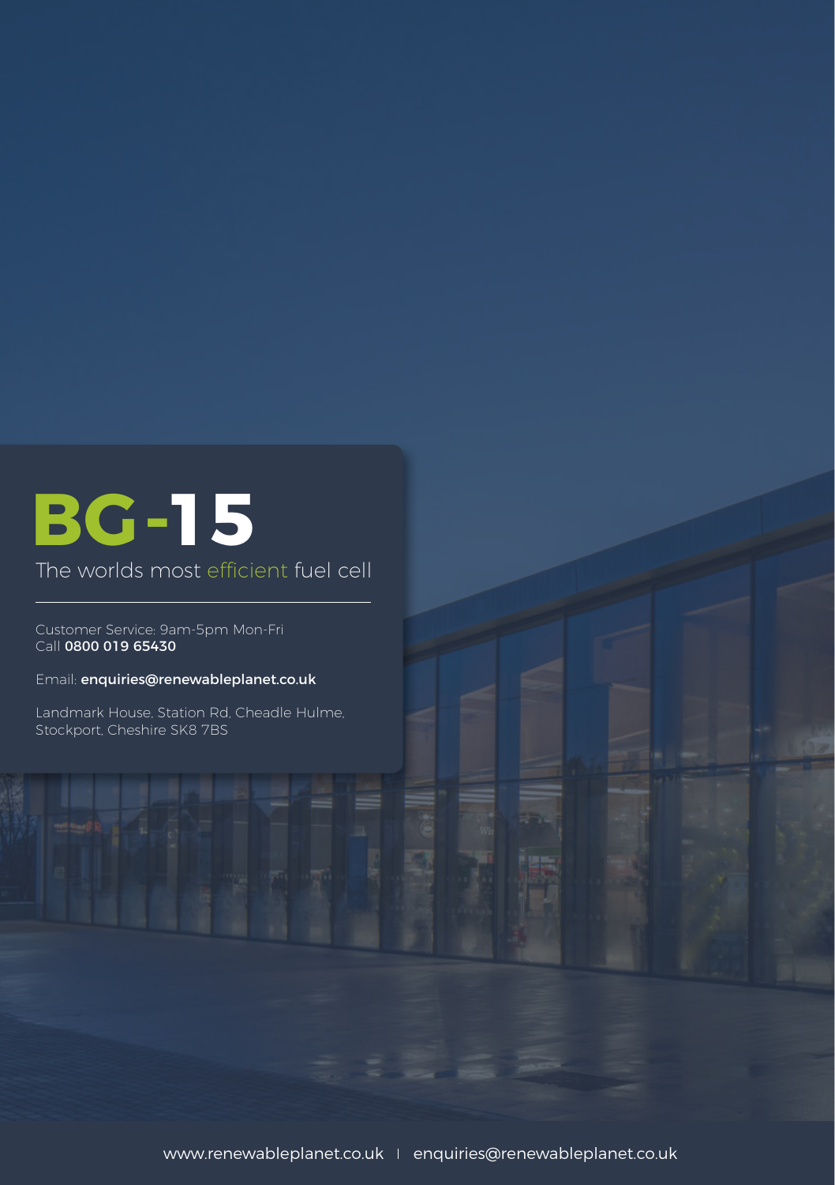# BG-15

The worlds most efficient fuel cell

Customer Service: 9am-5pm Mon-Fri
Call **0800 019 65430**

Email: **enquiries@renewableplanet.co.uk**

Landmark House, Station Rd, Cheadle Hulme,
Stockport, Cheshire SK8 7BS

www.renewableplanet.co.uk | enquiries@renewableplanet.co.uk